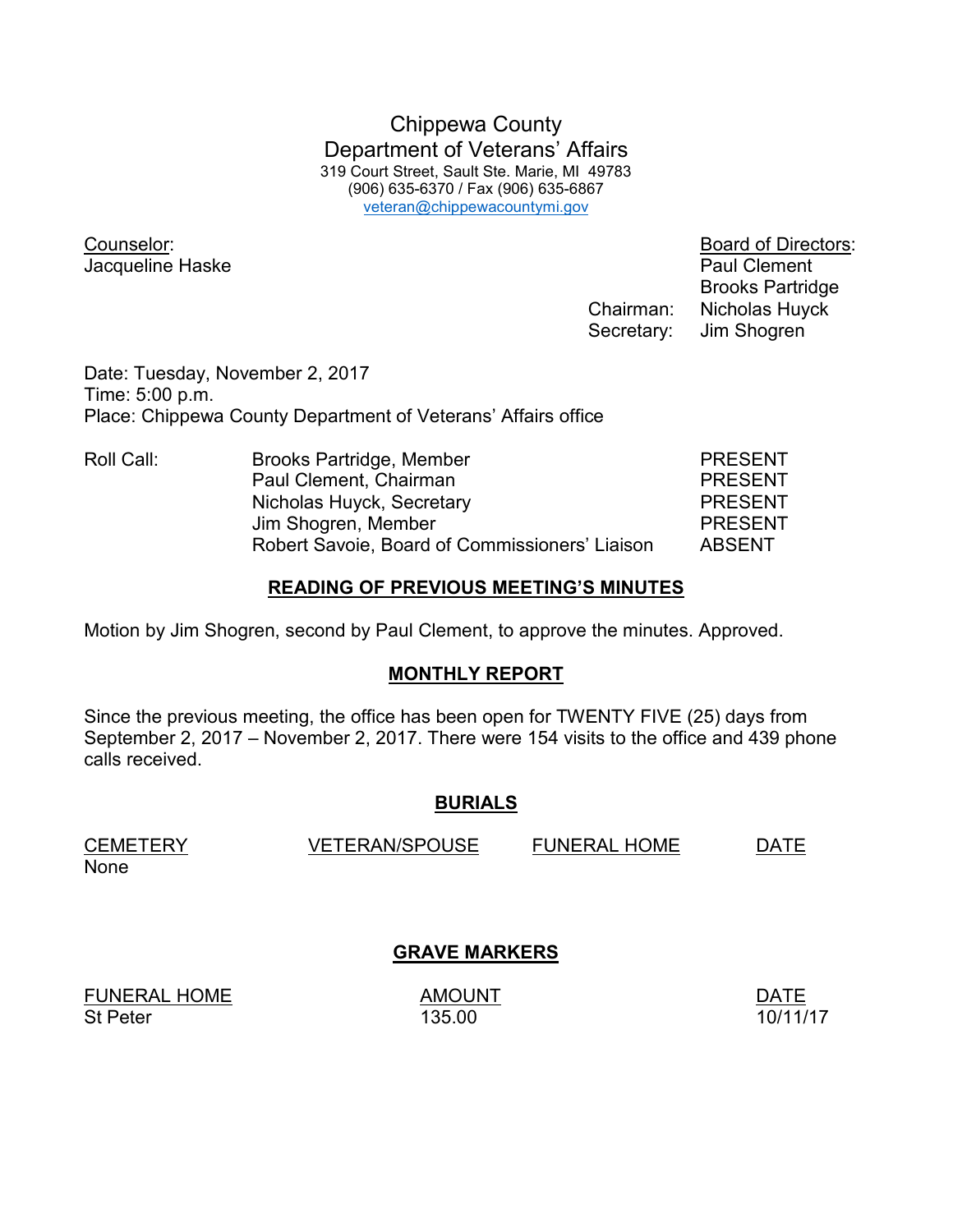# Chippewa County
## Department of Veterans' Affairs

319 Court Street, Sault Ste. Marie, MI 49783
(906) 635-6370 / Fax (906) 635-6867
veteran@chippewacountymi.gov

Counselor:
Jacqueline Haske

Board of Directors:
Paul Clement
Brooks Partridge
Chairman: Nicholas Huyck
Secretary: Jim Shogren

Date: Tuesday, November 2, 2017
Time: 5:00 p.m.
Place: Chippewa County Department of Veterans' Affairs office

| Roll Call: | | |
|---|---|---|
| | Brooks Partridge, Member | PRESENT |
| | Paul Clement, Chairman | PRESENT |
| | Nicholas Huyck, Secretary | PRESENT |
| | Jim Shogren, Member | PRESENT |
| | Robert Savoie, Board of Commissioners' Liaison | ABSENT |

### READING OF PREVIOUS MEETING'S MINUTES

Motion by Jim Shogren, second by Paul Clement, to approve the minutes. Approved.

### MONTHLY REPORT

Since the previous meeting, the office has been open for TWENTY FIVE (25) days from September 2, 2017 – November 2, 2017. There were 154 visits to the office and 439 phone calls received.

### BURIALS

| CEMETERY | VETERAN/SPOUSE | FUNERAL HOME | DATE |
|---|---|---|---|
| None | | | |

### GRAVE MARKERS

| FUNERAL HOME | AMOUNT | DATE |
|---|---|---|
| St Peter | 135.00 | 10/11/17 |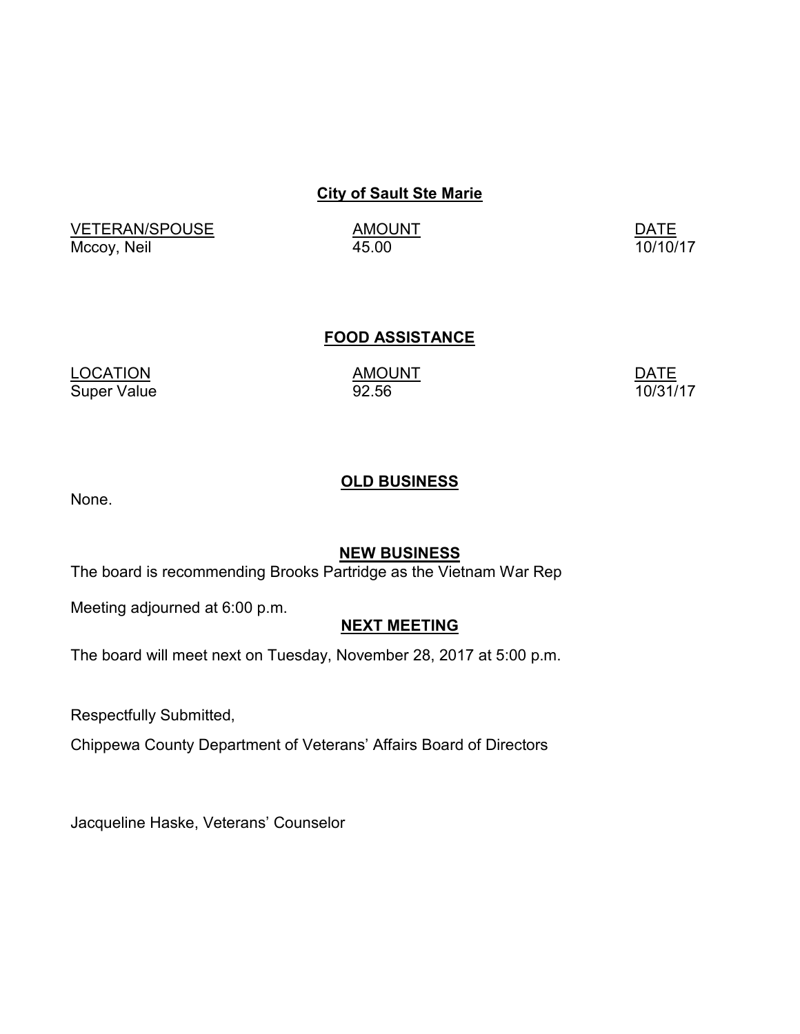**City of Sault Ste Marie**

| VETERAN/SPOUSE | AMOUNT | DATE |
|---|---|---|
| Mccoy, Neil | 45.00 | 10/10/17 |

## FOOD ASSISTANCE

| LOCATION | AMOUNT | DATE |
|---|---|---|
| Super Value | 92.56 | 10/31/17 |

## OLD BUSINESS

None.

## NEW BUSINESS

The board is recommending Brooks Partridge as the Vietnam War Rep

Meeting adjourned at 6:00 p.m.

## NEXT MEETING

The board will meet next on Tuesday, November 28, 2017 at 5:00 p.m.

Respectfully Submitted,

Chippewa County Department of Veterans' Affairs Board of Directors

Jacqueline Haske, Veterans' Counselor